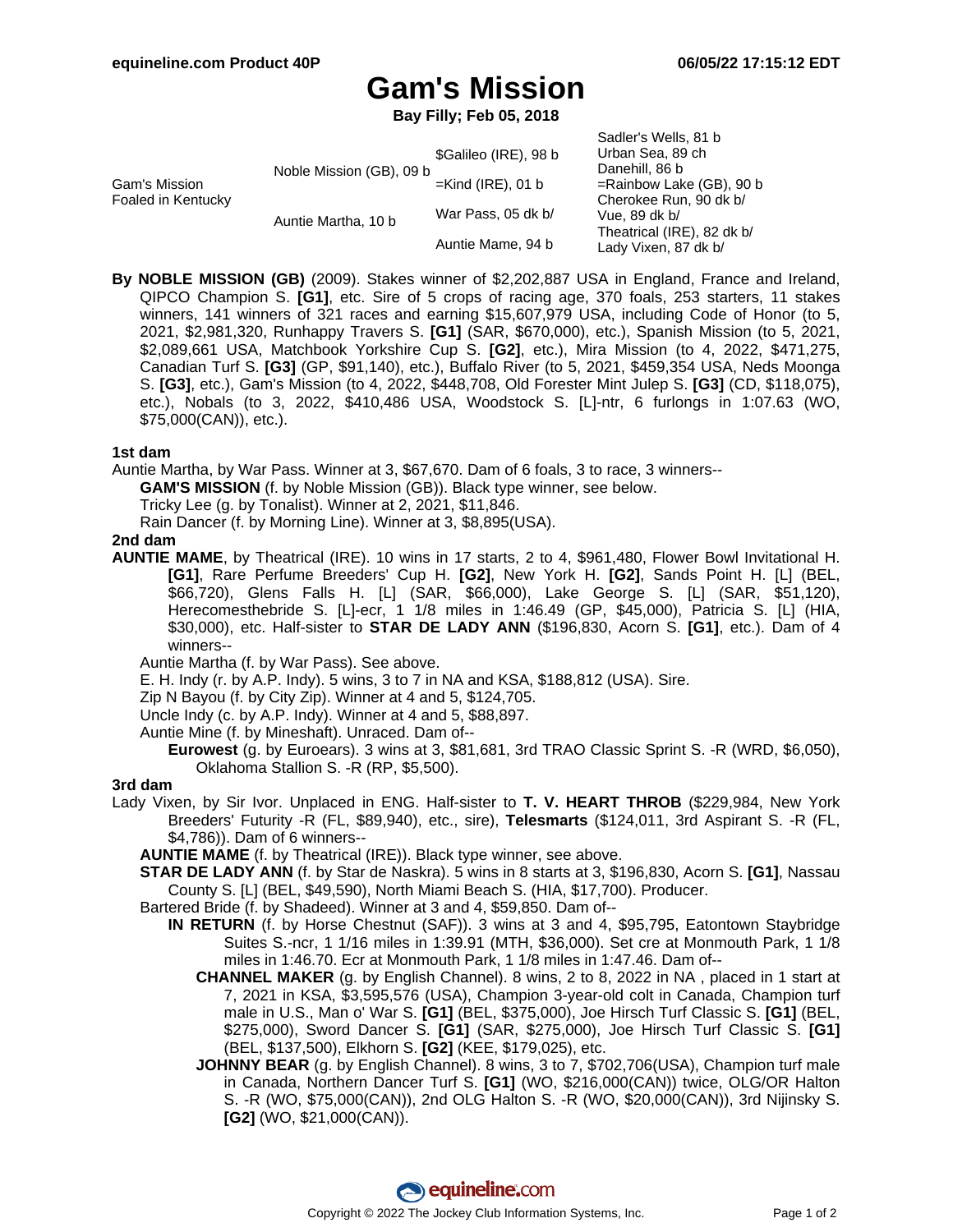# Gam's Mission

**Bay Filly; Feb 05, 2018**

| | | | |
|---|---|---|---|
| Gam's Mission<br>Foaled in Kentucky | Noble Mission (GB), 09 b | $Galileo (IRE), 98 b | Sadler's Wells, 81 b |
| | | | Urban Sea, 89 ch |
| | | =Kind (IRE), 01 b | Danehill, 86 b |
| | | | =Rainbow Lake (GB), 90 b |
| | Auntie Martha, 10 b | War Pass, 05 dk b/ | Cherokee Run, 90 dk b/ |
| | | | Vue, 89 dk b/ |
| | | Auntie Mame, 94 b | Theatrical (IRE), 82 dk b/ |
| | | | Lady Vixen, 87 dk b/ |

**By NOBLE MISSION (GB)** (2009). Stakes winner of $2,202,887 USA in England, France and Ireland, QIPCO Champion S. **[G1]**, etc. Sire of 5 crops of racing age, 370 foals, 253 starters, 11 stakes winners, 141 winners of 321 races and earning $15,607,979 USA, including Code of Honor (to 5, 2021, $2,981,320, Runhappy Travers S. **[G1]** (SAR, $670,000), etc.), Spanish Mission (to 5, 2021, $2,089,661 USA, Matchbook Yorkshire Cup S. **[G2]**, etc.), Mira Mission (to 4, 2022, $471,275, Canadian Turf S. **[G3]** (GP, $91,140), etc.), Buffalo River (to 5, 2021, $459,354 USA, Neds Moonga S. **[G3]**, etc.), Gam's Mission (to 4, 2022, $448,708, Old Forester Mint Julep S. **[G3]** (CD, $118,075), etc.), Nobals (to 3, 2022, $410,486 USA, Woodstock S. [L]-ntr, 6 furlongs in 1:07.63 (WO, $75,000(CAN)), etc.).

**1st dam**

Auntie Martha, by War Pass. Winner at 3, $67,670. Dam of 6 foals, 3 to race, 3 winners--

- **GAM'S MISSION** (f. by Noble Mission (GB)). Black type winner, see below.
- Tricky Lee (g. by Tonalist). Winner at 2, 2021, $11,846.
- Rain Dancer (f. by Morning Line). Winner at 3, $8,895(USA).

**2nd dam**

**AUNTIE MAME**, by Theatrical (IRE). 10 wins in 17 starts, 2 to 4, $961,480, Flower Bowl Invitational H. **[G1]**, Rare Perfume Breeders' Cup H. **[G2]**, New York H. **[G2]**, Sands Point H. [L] (BEL, $66,720), Glens Falls H. [L] (SAR, $66,000), Lake George S. [L] (SAR, $51,120), Herecomesthebride S. [L]-ecr, 1 1/8 miles in 1:46.49 (GP, $45,000), Patricia S. [L] (HIA, $30,000), etc. Half-sister to **STAR DE LADY ANN** ($196,830, Acorn S. **[G1]**, etc.). Dam of 4 winners--

- Auntie Martha (f. by War Pass). See above.
- E. H. Indy (r. by A.P. Indy). 5 wins, 3 to 7 in NA and KSA, $188,812 (USA). Sire.
- Zip N Bayou (f. by City Zip). Winner at 4 and 5, $124,705.
- Uncle Indy (c. by A.P. Indy). Winner at 4 and 5, $88,897.
- Auntie Mine (f. by Mineshaft). Unraced. Dam of--
  - **Eurowest** (g. by Euroears). 3 wins at 3, $81,681, 3rd TRAO Classic Sprint S. -R (WRD, $6,050), Oklahoma Stallion S. -R (RP, $5,500).

**3rd dam**

Lady Vixen, by Sir Ivor. Unplaced in ENG. Half-sister to **T. V. HEART THROB** ($229,984, New York Breeders' Futurity -R (FL, $89,940), etc., sire), **Telesmarts** ($124,011, 3rd Aspirant S. -R (FL, $4,786)). Dam of 6 winners--

- **AUNTIE MAME** (f. by Theatrical (IRE)). Black type winner, see above.
- **STAR DE LADY ANN** (f. by Star de Naskra). 5 wins in 8 starts at 3, $196,830, Acorn S. **[G1]**, Nassau County S. [L] (BEL, $49,590), North Miami Beach S. (HIA, $17,700). Producer.
- Bartered Bride (f. by Shadeed). Winner at 3 and 4, $59,850. Dam of--
  - **IN RETURN** (f. by Horse Chestnut (SAF)). 3 wins at 3 and 4, $95,795, Eatontown Staybridge Suites S.-ncr, 1 1/16 miles in 1:39.91 (MTH, $36,000). Set cre at Monmouth Park, 1 1/8 miles in 1:46.70. Ecr at Monmouth Park, 1 1/8 miles in 1:47.46. Dam of--
    - **CHANNEL MAKER** (g. by English Channel). 8 wins, 2 to 8, 2022 in NA , placed in 1 start at 7, 2021 in KSA, $3,595,576 (USA), Champion 3-year-old colt in Canada, Champion turf male in U.S., Man o' War S. **[G1]** (BEL, $375,000), Joe Hirsch Turf Classic S. **[G1]** (BEL, $275,000), Sword Dancer S. **[G1]** (SAR, $275,000), Joe Hirsch Turf Classic S. **[G1]** (BEL, $137,500), Elkhorn S. **[G2]** (KEE, $179,025), etc.
    - **JOHNNY BEAR** (g. by English Channel). 8 wins, 3 to 7, $702,706(USA), Champion turf male in Canada, Northern Dancer Turf S. **[G1]** (WO, $216,000(CAN)) twice, OLG/OR Halton S. -R (WO, $75,000(CAN)), 2nd OLG Halton S. -R (WO, $20,000(CAN)), 3rd Nijinsky S. **[G2]** (WO, $21,000(CAN)).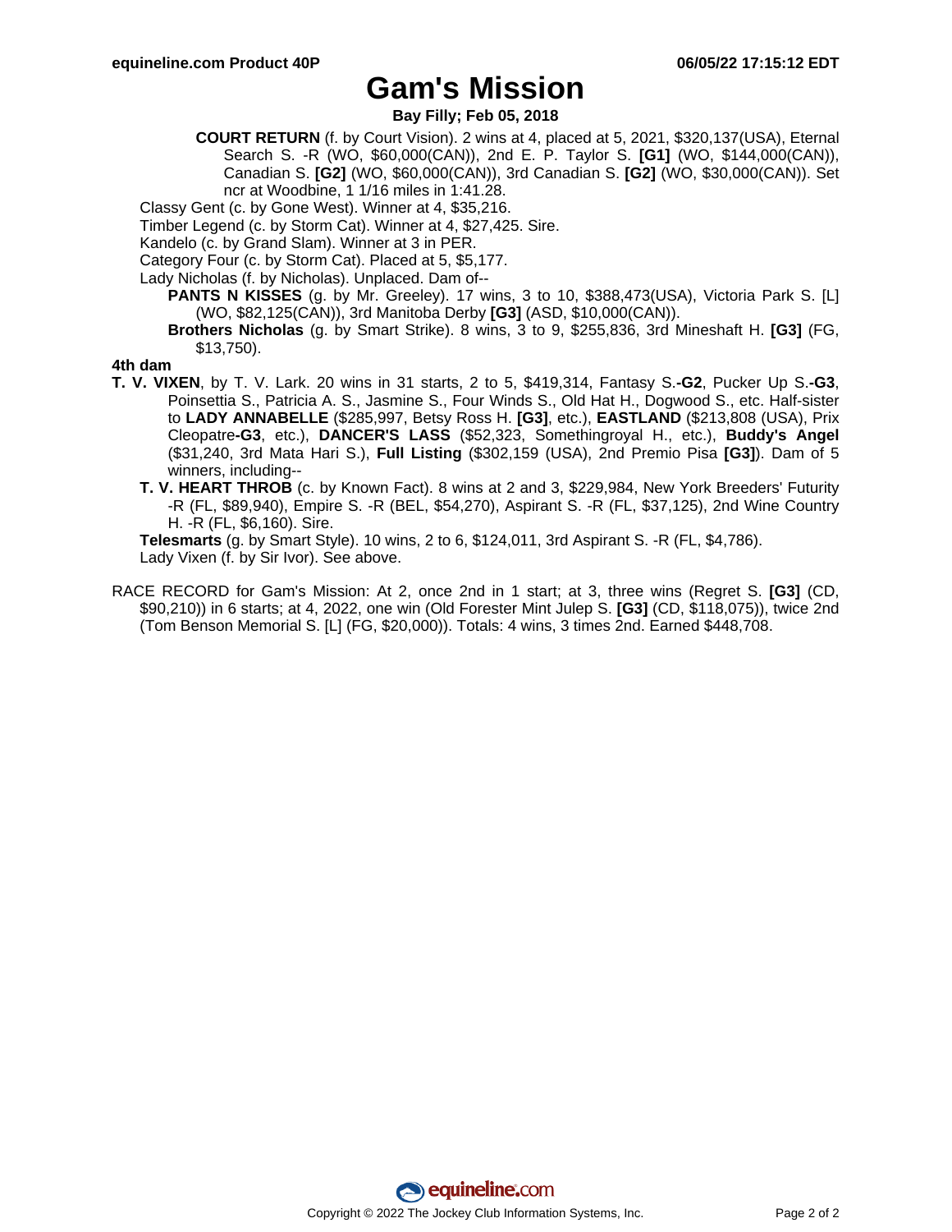# Gam's Mission

**Bay Filly; Feb 05, 2018**

**COURT RETURN** (f. by Court Vision). 2 wins at 4, placed at 5, 2021, $320,137(USA), Eternal Search S. -R (WO, $60,000(CAN)), 2nd E. P. Taylor S. **[G1]** (WO, $144,000(CAN)), Canadian S. **[G2]** (WO, $60,000(CAN)), 3rd Canadian S. **[G2]** (WO, $30,000(CAN)). Set ncr at Woodbine, 1 1/16 miles in 1:41.28.

Classy Gent (c. by Gone West). Winner at 4, $35,216.

Timber Legend (c. by Storm Cat). Winner at 4, $27,425. Sire.

Kandelo (c. by Grand Slam). Winner at 3 in PER.

Category Four (c. by Storm Cat). Placed at 5, $5,177.

Lady Nicholas (f. by Nicholas). Unplaced. Dam of--

**PANTS N KISSES** (g. by Mr. Greeley). 17 wins, 3 to 10, $388,473(USA), Victoria Park S. [L] (WO, $82,125(CAN)), 3rd Manitoba Derby **[G3]** (ASD, $10,000(CAN)).

**Brothers Nicholas** (g. by Smart Strike). 8 wins, 3 to 9, $255,836, 3rd Mineshaft H. **[G3]** (FG, $13,750).

**4th dam**

**T. V. VIXEN**, by T. V. Lark. 20 wins in 31 starts, 2 to 5, $419,314, Fantasy S.**-G2**, Pucker Up S.**-G3**, Poinsettia S., Patricia A. S., Jasmine S., Four Winds S., Old Hat H., Dogwood S., etc. Half-sister to **LADY ANNABELLE** ($285,997, Betsy Ross H. **[G3]**, etc.), **EASTLAND** ($213,808 (USA), Prix Cleopatre**-G3**, etc.), **DANCER'S LASS** ($52,323, Somethingroyal H., etc.), **Buddy's Angel** ($31,240, 3rd Mata Hari S.), **Full Listing** ($302,159 (USA), 2nd Premio Pisa **[G3]**). Dam of 5 winners, including--

**T. V. HEART THROB** (c. by Known Fact). 8 wins at 2 and 3, $229,984, New York Breeders' Futurity -R (FL, $89,940), Empire S. -R (BEL, $54,270), Aspirant S. -R (FL, $37,125), 2nd Wine Country H. -R (FL, $6,160). Sire.

**Telesmarts** (g. by Smart Style). 10 wins, 2 to 6, $124,011, 3rd Aspirant S. -R (FL, $4,786).

Lady Vixen (f. by Sir Ivor). See above.

RACE RECORD for Gam's Mission: At 2, once 2nd in 1 start; at 3, three wins (Regret S. **[G3]** (CD, $90,210)) in 6 starts; at 4, 2022, one win (Old Forester Mint Julep S. **[G3]** (CD, $118,075)), twice 2nd (Tom Benson Memorial S. [L] (FG, $20,000)). Totals: 4 wins, 3 times 2nd. Earned $448,708.